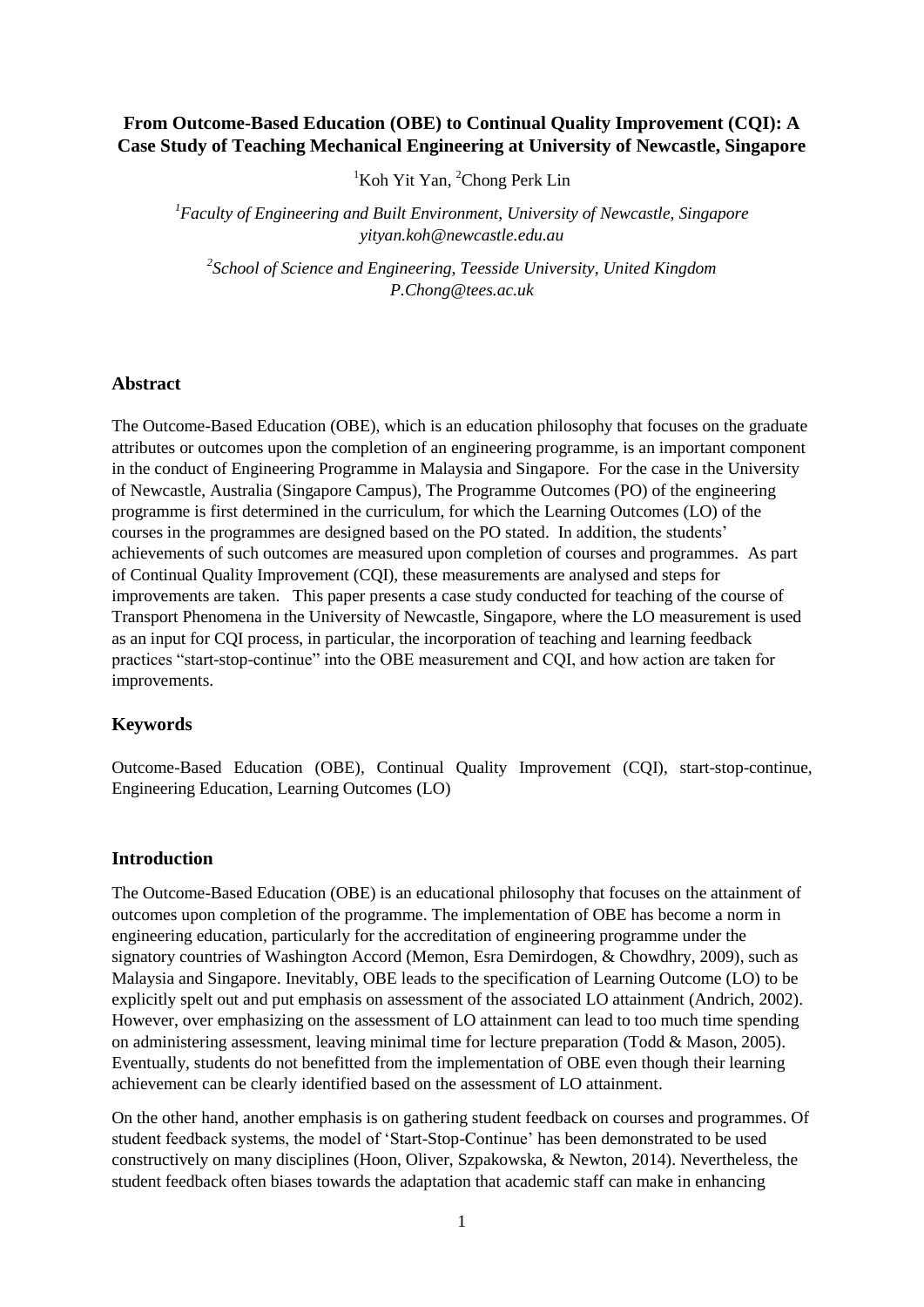# From Outcome-Based Education (OBE) to Continual Quality Improvement (CQI): A Case Study of Teaching Mechanical Engineering at University of Newcastle, Singapore

[1]Koh Yit Yan, [2]Chong Perk Lin

[1]*Faculty of Engineering and Built Environment, University of Newcastle, Singapore*
*yityan.koh@newcastle.edu.au*

[2]*School of Science and Engineering, Teesside University, United Kingdom*
*P.Chong@tees.ac.uk*

## Abstract

The Outcome-Based Education (OBE), which is an education philosophy that focuses on the graduate attributes or outcomes upon the completion of an engineering programme, is an important component in the conduct of Engineering Programme in Malaysia and Singapore. For the case in the University of Newcastle, Australia (Singapore Campus), The Programme Outcomes (PO) of the engineering programme is first determined in the curriculum, for which the Learning Outcomes (LO) of the courses in the programmes are designed based on the PO stated. In addition, the students' achievements of such outcomes are measured upon completion of courses and programmes. As part of Continual Quality Improvement (CQI), these measurements are analysed and steps for improvements are taken. This paper presents a case study conducted for teaching of the course of Transport Phenomena in the University of Newcastle, Singapore, where the LO measurement is used as an input for CQI process, in particular, the incorporation of teaching and learning feedback practices "start-stop-continue" into the OBE measurement and CQI, and how action are taken for improvements.

## Keywords

Outcome-Based Education (OBE), Continual Quality Improvement (CQI), start-stop-continue, Engineering Education, Learning Outcomes (LO)

## Introduction

The Outcome-Based Education (OBE) is an educational philosophy that focuses on the attainment of outcomes upon completion of the programme. The implementation of OBE has become a norm in engineering education, particularly for the accreditation of engineering programme under the signatory countries of Washington Accord (Memon, Esra Demirdogen, & Chowdhry, 2009), such as Malaysia and Singapore. Inevitably, OBE leads to the specification of Learning Outcome (LO) to be explicitly spelt out and put emphasis on assessment of the associated LO attainment (Andrich, 2002). However, over emphasizing on the assessment of LO attainment can lead to too much time spending on administering assessment, leaving minimal time for lecture preparation (Todd & Mason, 2005). Eventually, students do not benefitted from the implementation of OBE even though their learning achievement can be clearly identified based on the assessment of LO attainment.

On the other hand, another emphasis is on gathering student feedback on courses and programmes. Of student feedback systems, the model of 'Start-Stop-Continue' has been demonstrated to be used constructively on many disciplines (Hoon, Oliver, Szpakowska, & Newton, 2014). Nevertheless, the student feedback often biases towards the adaptation that academic staff can make in enhancing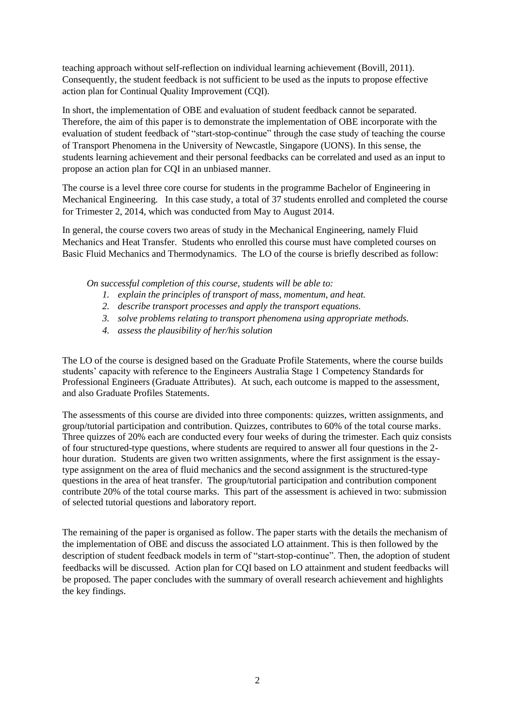teaching approach without self-reflection on individual learning achievement (Bovill, 2011). Consequently, the student feedback is not sufficient to be used as the inputs to propose effective action plan for Continual Quality Improvement (CQI).

In short, the implementation of OBE and evaluation of student feedback cannot be separated. Therefore, the aim of this paper is to demonstrate the implementation of OBE incorporate with the evaluation of student feedback of "start-stop-continue" through the case study of teaching the course of Transport Phenomena in the University of Newcastle, Singapore (UONS). In this sense, the students learning achievement and their personal feedbacks can be correlated and used as an input to propose an action plan for CQI in an unbiased manner.

The course is a level three core course for students in the programme Bachelor of Engineering in Mechanical Engineering. In this case study, a total of 37 students enrolled and completed the course for Trimester 2, 2014, which was conducted from May to August 2014.

In general, the course covers two areas of study in the Mechanical Engineering, namely Fluid Mechanics and Heat Transfer. Students who enrolled this course must have completed courses on Basic Fluid Mechanics and Thermodynamics. The LO of the course is briefly described as follow:

*On successful completion of this course, students will be able to:*

1. *explain the principles of transport of mass, momentum, and heat.*
2. *describe transport processes and apply the transport equations.*
3. *solve problems relating to transport phenomena using appropriate methods.*
4. *assess the plausibility of her/his solution*

The LO of the course is designed based on the Graduate Profile Statements, where the course builds students' capacity with reference to the Engineers Australia Stage 1 Competency Standards for Professional Engineers (Graduate Attributes). At such, each outcome is mapped to the assessment, and also Graduate Profiles Statements.

The assessments of this course are divided into three components: quizzes, written assignments, and group/tutorial participation and contribution. Quizzes, contributes to 60% of the total course marks. Three quizzes of 20% each are conducted every four weeks of during the trimester. Each quiz consists of four structured-type questions, where students are required to answer all four questions in the 2-hour duration. Students are given two written assignments, where the first assignment is the essay-type assignment on the area of fluid mechanics and the second assignment is the structured-type questions in the area of heat transfer. The group/tutorial participation and contribution component contribute 20% of the total course marks. This part of the assessment is achieved in two: submission of selected tutorial questions and laboratory report.

The remaining of the paper is organised as follow. The paper starts with the details the mechanism of the implementation of OBE and discuss the associated LO attainment. This is then followed by the description of student feedback models in term of "start-stop-continue". Then, the adoption of student feedbacks will be discussed. Action plan for CQI based on LO attainment and student feedbacks will be proposed. The paper concludes with the summary of overall research achievement and highlights the key findings.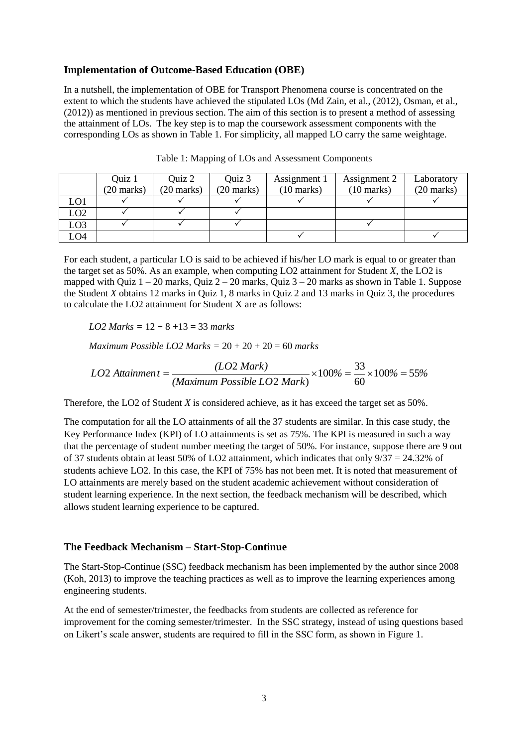## Implementation of Outcome-Based Education (OBE)

In a nutshell, the implementation of OBE for Transport Phenomena course is concentrated on the extent to which the students have achieved the stipulated LOs (Md Zain, et al., (2012), Osman, et al., (2012)) as mentioned in previous section. The aim of this section is to present a method of assessing the attainment of LOs. The key step is to map the coursework assessment components with the corresponding LOs as shown in Table 1. For simplicity, all mapped LO carry the same weightage.

Table 1: Mapping of LOs and Assessment Components

| | Quiz 1 (20 marks) | Quiz 2 (20 marks) | Quiz 3 (20 marks) | Assignment 1 (10 marks) | Assignment 2 (10 marks) | Laboratory (20 marks) |
|---|---|---|---|---|---|---|
| LO1 | ✓ | ✓ | ✓ | ✓ | ✓ | ✓ |
| LO2 | ✓ | ✓ | ✓ | | | |
| LO3 | ✓ | ✓ | ✓ | | ✓ | |
| LO4 | | | | ✓ | | ✓ |

For each student, a particular LO is said to be achieved if his/her LO mark is equal to or greater than the target set as 50%. As an example, when computing LO2 attainment for Student *X*, the LO2 is mapped with Quiz 1 – 20 marks, Quiz 2 – 20 marks, Quiz 3 – 20 marks as shown in Table 1. Suppose the Student *X* obtains 12 marks in Quiz 1, 8 marks in Quiz 2 and 13 marks in Quiz 3, the procedures to calculate the LO2 attainment for Student X are as follows:

*LO2 Marks* = 12 + 8 +13 = 33 *marks*

*Maximum Possible LO2 Marks* = 20 + 20 + 20 = 60 *marks*

$$LO2\ Attainment = \frac{(LO2\ Mark)}{(Maximum\ Possible\ LO2\ Mark)} \times 100\% = \frac{33}{60} \times 100\% = 55\%$$

Therefore, the LO2 of Student *X* is considered achieve, as it has exceed the target set as 50%.

The computation for all the LO attainments of all the 37 students are similar. In this case study, the Key Performance Index (KPI) of LO attainments is set as 75%. The KPI is measured in such a way that the percentage of student number meeting the target of 50%. For instance, suppose there are 9 out of 37 students obtain at least 50% of LO2 attainment, which indicates that only 9/37 = 24.32% of students achieve LO2. In this case, the KPI of 75% has not been met. It is noted that measurement of LO attainments are merely based on the student academic achievement without consideration of student learning experience. In the next section, the feedback mechanism will be described, which allows student learning experience to be captured.

## The Feedback Mechanism – Start-Stop-Continue

The Start-Stop-Continue (SSC) feedback mechanism has been implemented by the author since 2008 (Koh, 2013) to improve the teaching practices as well as to improve the learning experiences among engineering students.

At the end of semester/trimester, the feedbacks from students are collected as reference for improvement for the coming semester/trimester. In the SSC strategy, instead of using questions based on Likert's scale answer, students are required to fill in the SSC form, as shown in Figure 1.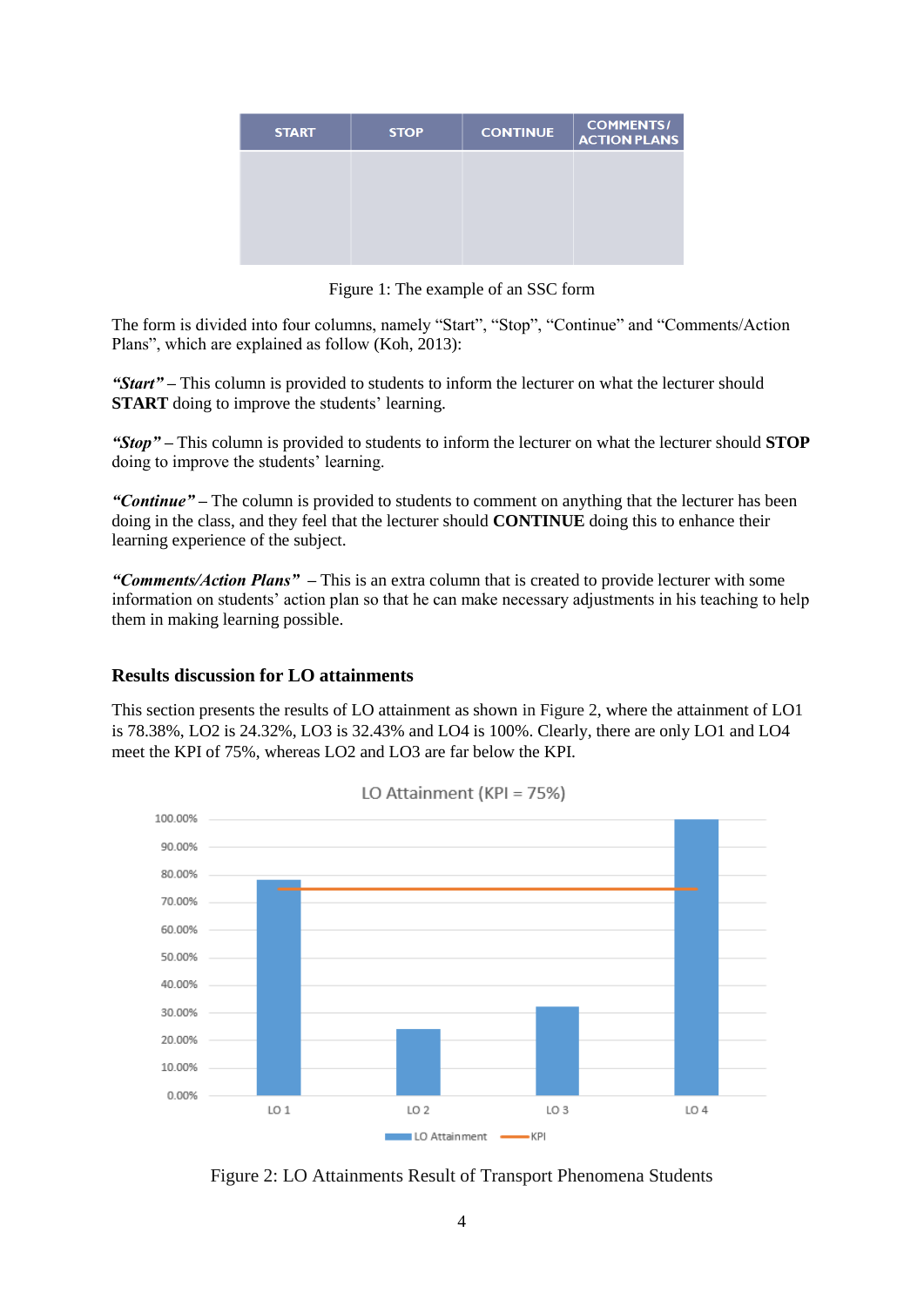| START | STOP | CONTINUE | COMMENTS / ACTION PLANS |
|---|---|---|---|
| | | | |

Figure 1: The example of an SSC form

The form is divided into four columns, namely "Start", "Stop", "Continue" and "Comments/Action Plans", which are explained as follow (Koh, 2013):

***"Start"*** **–** This column is provided to students to inform the lecturer on what the lecturer should **START** doing to improve the students' learning.

***"Stop"*** **–** This column is provided to students to inform the lecturer on what the lecturer should **STOP** doing to improve the students' learning.

***"Continue"*** **–** The column is provided to students to comment on anything that the lecturer has been doing in the class, and they feel that the lecturer should **CONTINUE** doing this to enhance their learning experience of the subject.

***"Comments/Action Plans"*** – This is an extra column that is created to provide lecturer with some information on students' action plan so that he can make necessary adjustments in his teaching to help them in making learning possible.

### Results discussion for LO attainments

This section presents the results of LO attainment as shown in Figure 2, where the attainment of LO1 is 78.38%, LO2 is 24.32%, LO3 is 32.43% and LO4 is 100%. Clearly, there are only LO1 and LO4 meet the KPI of 75%, whereas LO2 and LO3 are far below the KPI.

Figure 2: LO Attainments Result of Transport Phenomena Students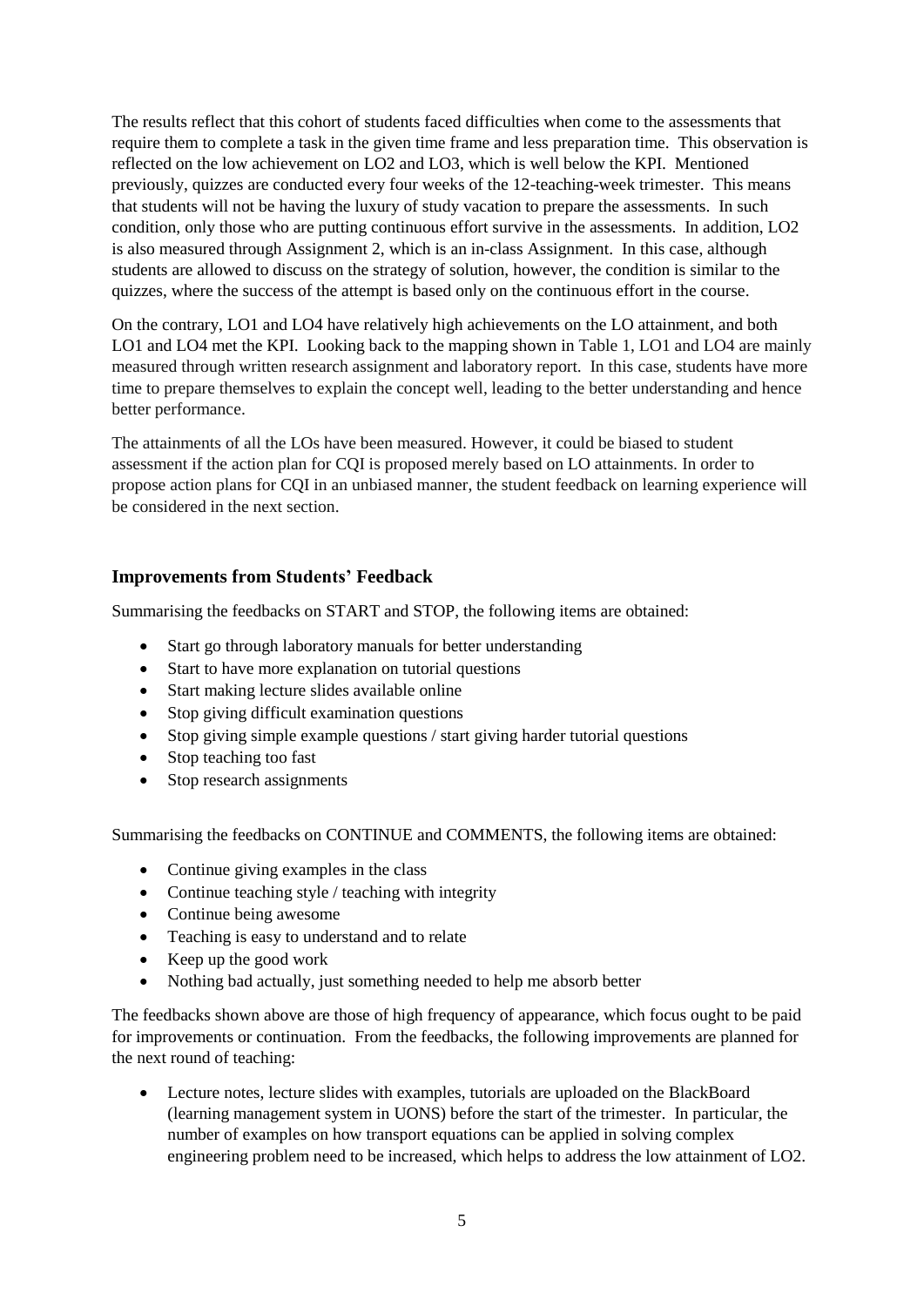The results reflect that this cohort of students faced difficulties when come to the assessments that require them to complete a task in the given time frame and less preparation time. This observation is reflected on the low achievement on LO2 and LO3, which is well below the KPI. Mentioned previously, quizzes are conducted every four weeks of the 12-teaching-week trimester. This means that students will not be having the luxury of study vacation to prepare the assessments. In such condition, only those who are putting continuous effort survive in the assessments. In addition, LO2 is also measured through Assignment 2, which is an in-class Assignment. In this case, although students are allowed to discuss on the strategy of solution, however, the condition is similar to the quizzes, where the success of the attempt is based only on the continuous effort in the course.

On the contrary, LO1 and LO4 have relatively high achievements on the LO attainment, and both LO1 and LO4 met the KPI. Looking back to the mapping shown in Table 1, LO1 and LO4 are mainly measured through written research assignment and laboratory report. In this case, students have more time to prepare themselves to explain the concept well, leading to the better understanding and hence better performance.

The attainments of all the LOs have been measured. However, it could be biased to student assessment if the action plan for CQI is proposed merely based on LO attainments. In order to propose action plans for CQI in an unbiased manner, the student feedback on learning experience will be considered in the next section.

### Improvements from Students' Feedback

Summarising the feedbacks on START and STOP, the following items are obtained:

- Start go through laboratory manuals for better understanding
- Start to have more explanation on tutorial questions
- Start making lecture slides available online
- Stop giving difficult examination questions
- Stop giving simple example questions / start giving harder tutorial questions
- Stop teaching too fast
- Stop research assignments

Summarising the feedbacks on CONTINUE and COMMENTS, the following items are obtained:

- Continue giving examples in the class
- Continue teaching style / teaching with integrity
- Continue being awesome
- Teaching is easy to understand and to relate
- Keep up the good work
- Nothing bad actually, just something needed to help me absorb better

The feedbacks shown above are those of high frequency of appearance, which focus ought to be paid for improvements or continuation. From the feedbacks, the following improvements are planned for the next round of teaching:

- Lecture notes, lecture slides with examples, tutorials are uploaded on the BlackBoard (learning management system in UONS) before the start of the trimester. In particular, the number of examples on how transport equations can be applied in solving complex engineering problem need to be increased, which helps to address the low attainment of LO2.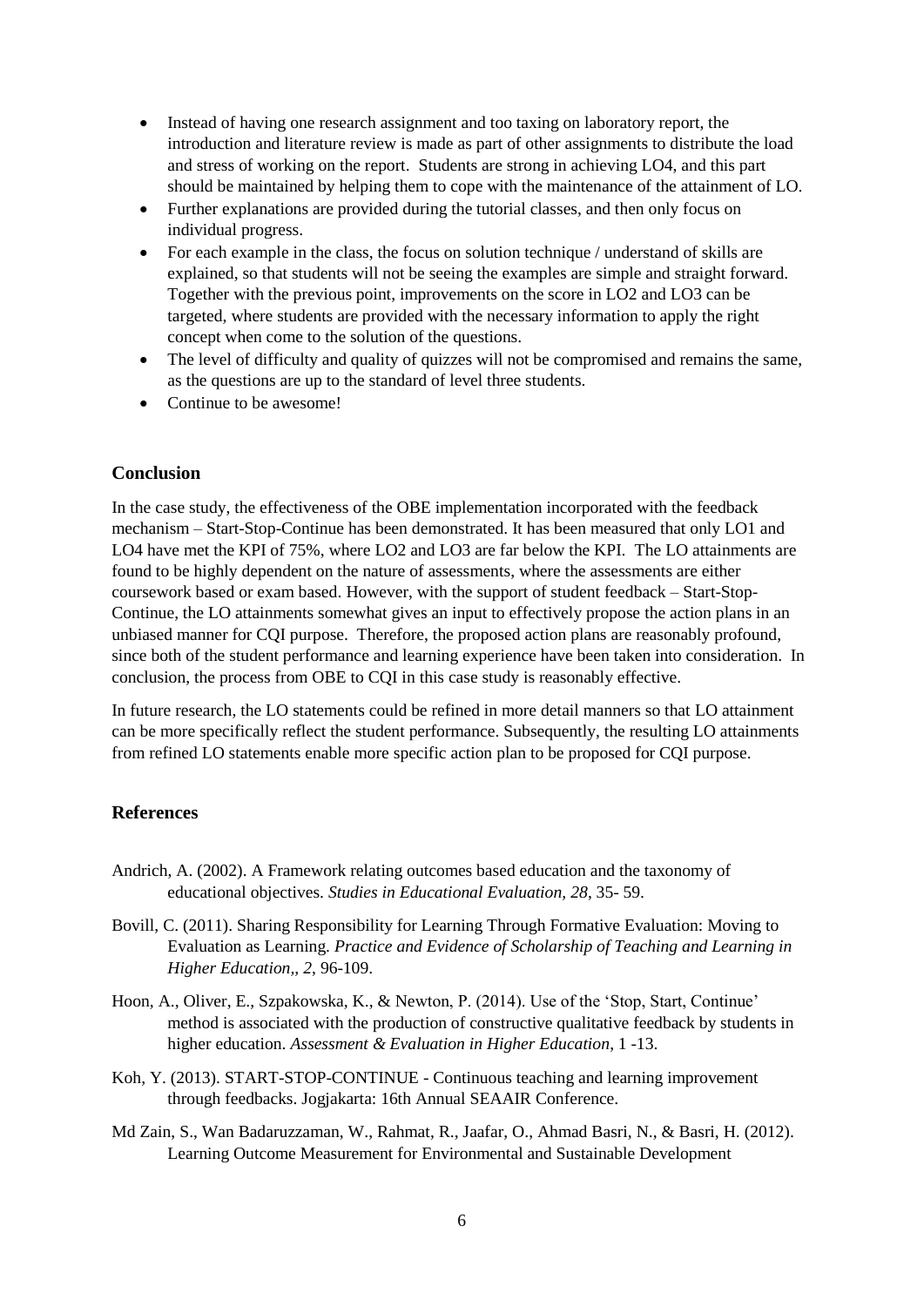- Instead of having one research assignment and too taxing on laboratory report, the introduction and literature review is made as part of other assignments to distribute the load and stress of working on the report. Students are strong in achieving LO4, and this part should be maintained by helping them to cope with the maintenance of the attainment of LO.
- Further explanations are provided during the tutorial classes, and then only focus on individual progress.
- For each example in the class, the focus on solution technique / understand of skills are explained, so that students will not be seeing the examples are simple and straight forward. Together with the previous point, improvements on the score in LO2 and LO3 can be targeted, where students are provided with the necessary information to apply the right concept when come to the solution of the questions.
- The level of difficulty and quality of quizzes will not be compromised and remains the same, as the questions are up to the standard of level three students.
- Continue to be awesome!

## Conclusion

In the case study, the effectiveness of the OBE implementation incorporated with the feedback mechanism – Start-Stop-Continue has been demonstrated. It has been measured that only LO1 and LO4 have met the KPI of 75%, where LO2 and LO3 are far below the KPI. The LO attainments are found to be highly dependent on the nature of assessments, where the assessments are either coursework based or exam based. However, with the support of student feedback – Start-Stop-Continue, the LO attainments somewhat gives an input to effectively propose the action plans in an unbiased manner for CQI purpose. Therefore, the proposed action plans are reasonably profound, since both of the student performance and learning experience have been taken into consideration. In conclusion, the process from OBE to CQI in this case study is reasonably effective.

In future research, the LO statements could be refined in more detail manners so that LO attainment can be more specifically reflect the student performance. Subsequently, the resulting LO attainments from refined LO statements enable more specific action plan to be proposed for CQI purpose.

## References

Andrich, A. (2002). A Framework relating outcomes based education and the taxonomy of educational objectives. *Studies in Educational Evaluation, 28*, 35- 59.

Bovill, C. (2011). Sharing Responsibility for Learning Through Formative Evaluation: Moving to Evaluation as Learning. *Practice and Evidence of Scholarship of Teaching and Learning in Higher Education,, 2*, 96-109.

Hoon, A., Oliver, E., Szpakowska, K., & Newton, P. (2014). Use of the 'Stop, Start, Continue' method is associated with the production of constructive qualitative feedback by students in higher education. *Assessment & Evaluation in Higher Education*, 1 -13.

Koh, Y. (2013). START-STOP-CONTINUE - Continuous teaching and learning improvement through feedbacks. Jogjakarta: 16th Annual SEAAIR Conference.

Md Zain, S., Wan Badaruzzaman, W., Rahmat, R., Jaafar, O., Ahmad Basri, N., & Basri, H. (2012). Learning Outcome Measurement for Environmental and Sustainable Development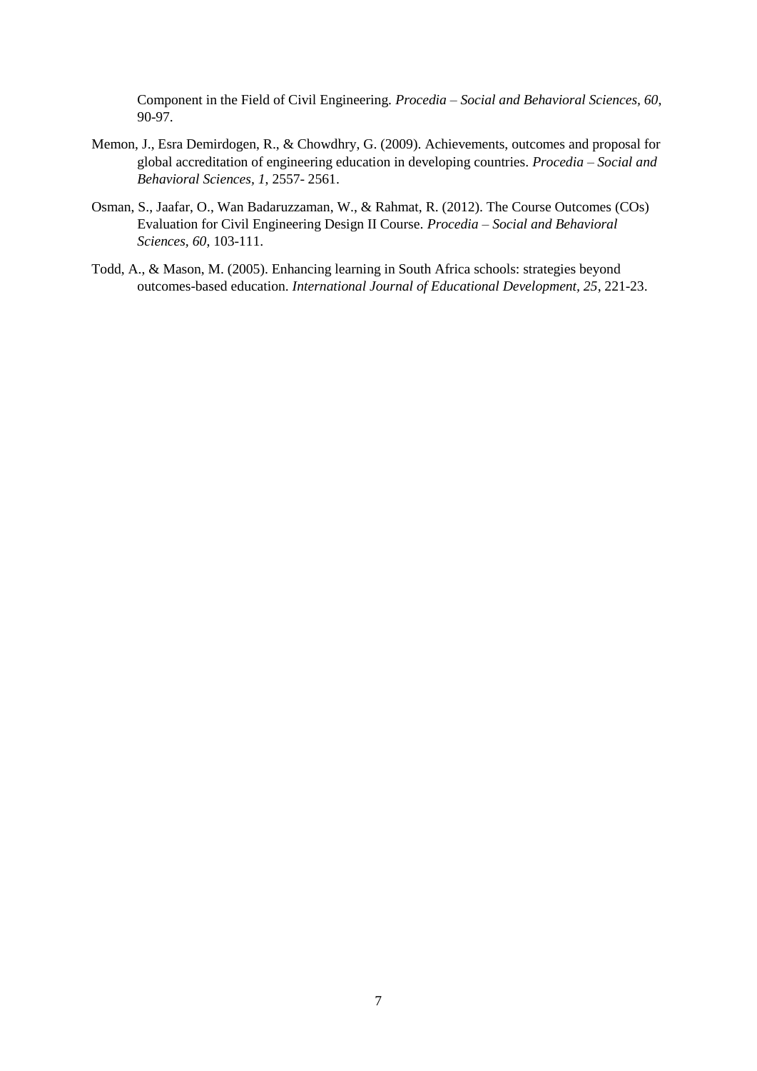Component in the Field of Civil Engineering. *Procedia – Social and Behavioral Sciences, 60*, 90-97.

Memon, J., Esra Demirdogen, R., & Chowdhry, G. (2009). Achievements, outcomes and proposal for global accreditation of engineering education in developing countries. *Procedia – Social and Behavioral Sciences, 1*, 2557- 2561.

Osman, S., Jaafar, O., Wan Badaruzzaman, W., & Rahmat, R. (2012). The Course Outcomes (COs) Evaluation for Civil Engineering Design II Course. *Procedia – Social and Behavioral Sciences, 60*, 103-111.

Todd, A., & Mason, M. (2005). Enhancing learning in South Africa schools: strategies beyond outcomes-based education. *International Journal of Educational Development, 25*, 221-23.